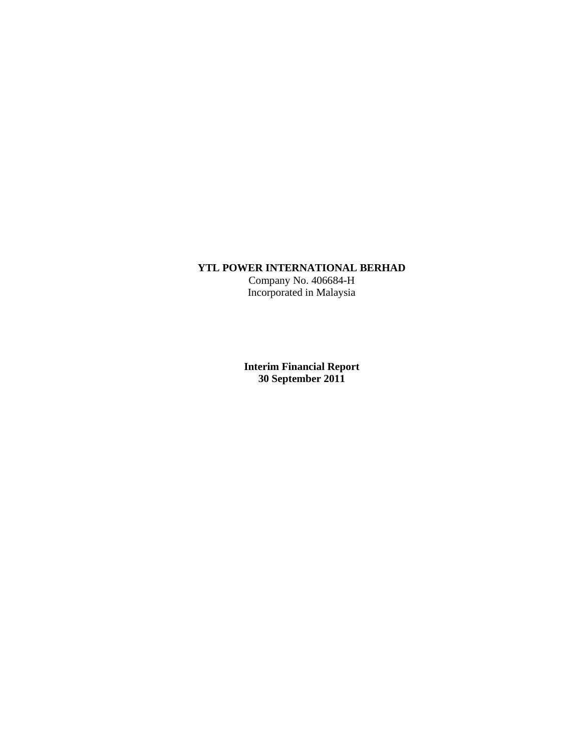**YTL POWER INTERNATIONAL BERHAD**
Company No. 406684-H
Incorporated in Malaysia

**Interim Financial Report**
**30 September 2011**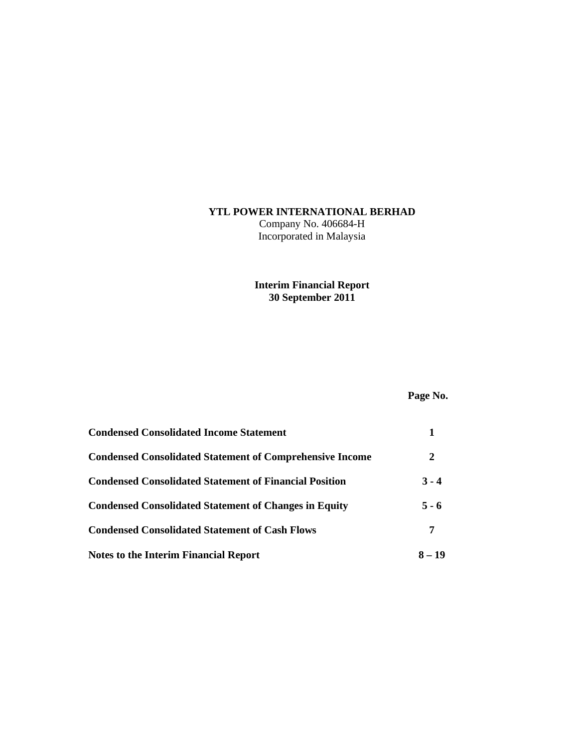**YTL POWER INTERNATIONAL BERHAD**
Company No. 406684-H
Incorporated in Malaysia

**Interim Financial Report**
**30 September 2011**

| | **Page No.** |
|---|---|
| **Condensed Consolidated Income Statement** | **1** |
| **Condensed Consolidated Statement of Comprehensive Income** | **2** |
| **Condensed Consolidated Statement of Financial Position** | **3 - 4** |
| **Condensed Consolidated Statement of Changes in Equity** | **5 - 6** |
| **Condensed Consolidated Statement of Cash Flows** | **7** |
| **Notes to the Interim Financial Report** | **8 – 19** |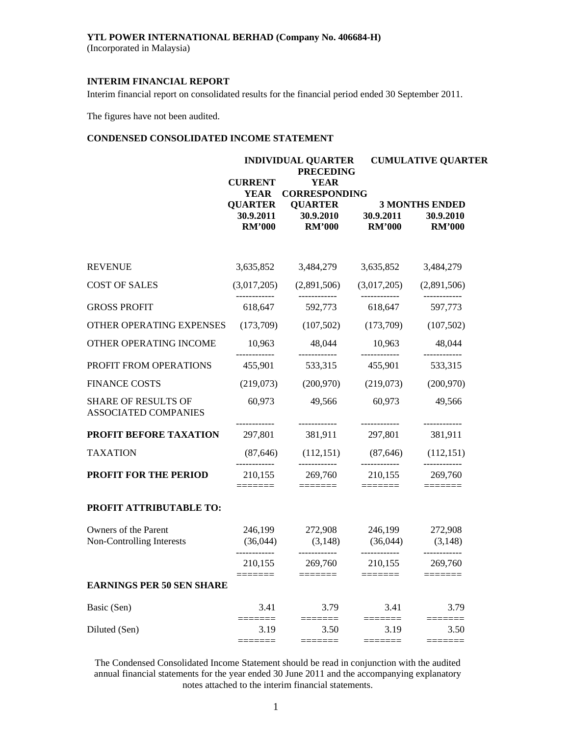**YTL POWER INTERNATIONAL BERHAD (Company No. 406684-H)**
(Incorporated in Malaysia)

**INTERIM FINANCIAL REPORT**

Interim financial report on consolidated results for the financial period ended 30 September 2011.

The figures have not been audited.

**CONDENSED CONSOLIDATED INCOME STATEMENT**

| | INDIVIDUAL QUARTER | | CUMULATIVE QUARTER | |
|---|---|---|---|---|
| | CURRENT YEAR QUARTER | PRECEDING YEAR CORRESPONDING QUARTER | 3 MONTHS ENDED | |
| | 30.9.2011 | 30.9.2010 | 30.9.2011 | 30.9.2010 |
| | RM'000 | RM'000 | RM'000 | RM'000 |
| REVENUE | 3,635,852 | 3,484,279 | 3,635,852 | 3,484,279 |
| COST OF SALES | (3,017,205) | (2,891,506) | (3,017,205) | (2,891,506) |
| GROSS PROFIT | 618,647 | 592,773 | 618,647 | 597,773 |
| OTHER OPERATING EXPENSES | (173,709) | (107,502) | (173,709) | (107,502) |
| OTHER OPERATING INCOME | 10,963 | 48,044 | 10,963 | 48,044 |
| PROFIT FROM OPERATIONS | 455,901 | 533,315 | 455,901 | 533,315 |
| FINANCE COSTS | (219,073) | (200,970) | (219,073) | (200,970) |
| SHARE OF RESULTS OF ASSOCIATED COMPANIES | 60,973 | 49,566 | 60,973 | 49,566 |
| **PROFIT BEFORE TAXATION** | 297,801 | 381,911 | 297,801 | 381,911 |
| TAXATION | (87,646) | (112,151) | (87,646) | (112,151) |
| **PROFIT FOR THE PERIOD** | 210,155 | 269,760 | 210,155 | 269,760 |
| **PROFIT ATTRIBUTABLE TO:** | | | | |
| Owners of the Parent | 246,199 | 272,908 | 246,199 | 272,908 |
| Non-Controlling Interests | (36,044) | (3,148) | (36,044) | (3,148) |
| | 210,155 | 269,760 | 210,155 | 269,760 |
| **EARNINGS PER 50 SEN SHARE** | | | | |
| Basic (Sen) | 3.41 | 3.79 | 3.41 | 3.79 |
| Diluted (Sen) | 3.19 | 3.50 | 3.19 | 3.50 |

The Condensed Consolidated Income Statement should be read in conjunction with the audited annual financial statements for the year ended 30 June 2011 and the accompanying explanatory notes attached to the interim financial statements.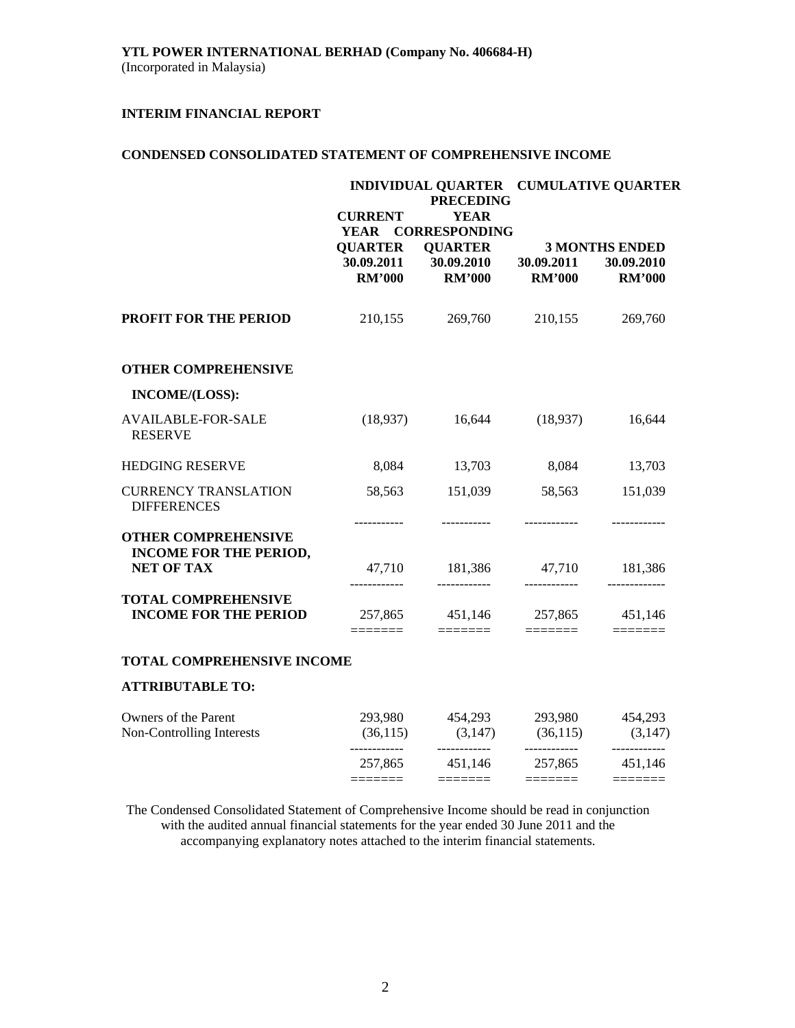**YTL POWER INTERNATIONAL BERHAD (Company No. 406684-H)**
(Incorporated in Malaysia)

**INTERIM FINANCIAL REPORT**

**CONDENSED CONSOLIDATED STATEMENT OF COMPREHENSIVE INCOME**

| | INDIVIDUAL QUARTER | | CUMULATIVE QUARTER | |
|---|---|---|---|---|
| | CURRENT YEAR QUARTER | PRECEDING YEAR CORRESPONDING QUARTER | 3 MONTHS ENDED | |
| | 30.09.2011 | 30.09.2010 | 30.09.2011 | 30.09.2010 |
| | RM'000 | RM'000 | RM'000 | RM'000 |
| **PROFIT FOR THE PERIOD** | 210,155 | 269,760 | 210,155 | 269,760 |
| **OTHER COMPREHENSIVE INCOME/(LOSS):** | | | | |
| AVAILABLE-FOR-SALE RESERVE | (18,937) | 16,644 | (18,937) | 16,644 |
| HEDGING RESERVE | 8,084 | 13,703 | 8,084 | 13,703 |
| CURRENCY TRANSLATION DIFFERENCES | 58,563 | 151,039 | 58,563 | 151,039 |
| **OTHER COMPREHENSIVE INCOME FOR THE PERIOD, NET OF TAX** | 47,710 | 181,386 | 47,710 | 181,386 |
| **TOTAL COMPREHENSIVE INCOME FOR THE PERIOD** | 257,865 | 451,146 | 257,865 | 451,146 |
| **TOTAL COMPREHENSIVE INCOME ATTRIBUTABLE TO:** | | | | |
| Owners of the Parent | 293,980 | 454,293 | 293,980 | 454,293 |
| Non-Controlling Interests | (36,115) | (3,147) | (36,115) | (3,147) |
| | 257,865 | 451,146 | 257,865 | 451,146 |

The Condensed Consolidated Statement of Comprehensive Income should be read in conjunction with the audited annual financial statements for the year ended 30 June 2011 and the accompanying explanatory notes attached to the interim financial statements.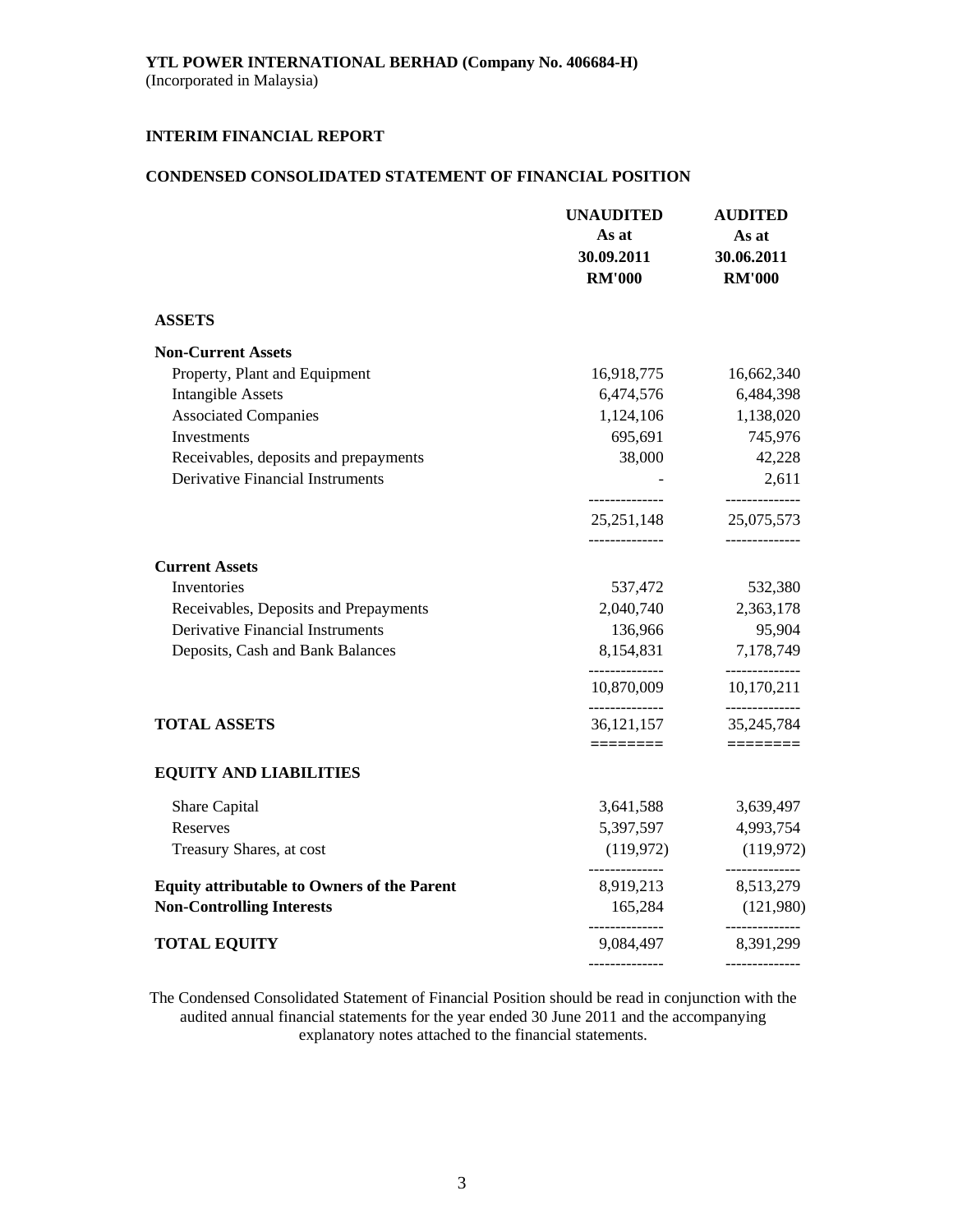**YTL POWER INTERNATIONAL BERHAD (Company No. 406684-H)**
(Incorporated in Malaysia)

**INTERIM FINANCIAL REPORT**

**CONDENSED CONSOLIDATED STATEMENT OF FINANCIAL POSITION**

| | **UNAUDITED As at 30.09.2011 RM'000** | **AUDITED As at 30.06.2011 RM'000** |
|---|---|---|
| **ASSETS** | | |
| **Non-Current Assets** | | |
| Property, Plant and Equipment | 16,918,775 | 16,662,340 |
| Intangible Assets | 6,474,576 | 6,484,398 |
| Associated Companies | 1,124,106 | 1,138,020 |
| Investments | 695,691 | 745,976 |
| Receivables, deposits and prepayments | 38,000 | 42,228 |
| Derivative Financial Instruments | - | 2,611 |
| | 25,251,148 | 25,075,573 |
| **Current Assets** | | |
| Inventories | 537,472 | 532,380 |
| Receivables, Deposits and Prepayments | 2,040,740 | 2,363,178 |
| Derivative Financial Instruments | 136,966 | 95,904 |
| Deposits, Cash and Bank Balances | 8,154,831 | 7,178,749 |
| | 10,870,009 | 10,170,211 |
| **TOTAL ASSETS** | 36,121,157 | 35,245,784 |
| **EQUITY AND LIABILITIES** | | |
| Share Capital | 3,641,588 | 3,639,497 |
| Reserves | 5,397,597 | 4,993,754 |
| Treasury Shares, at cost | (119,972) | (119,972) |
| **Equity attributable to Owners of the Parent** | 8,919,213 | 8,513,279 |
| **Non-Controlling Interests** | 165,284 | (121,980) |
| **TOTAL EQUITY** | 9,084,497 | 8,391,299 |

The Condensed Consolidated Statement of Financial Position should be read in conjunction with the audited annual financial statements for the year ended 30 June 2011 and the accompanying explanatory notes attached to the financial statements.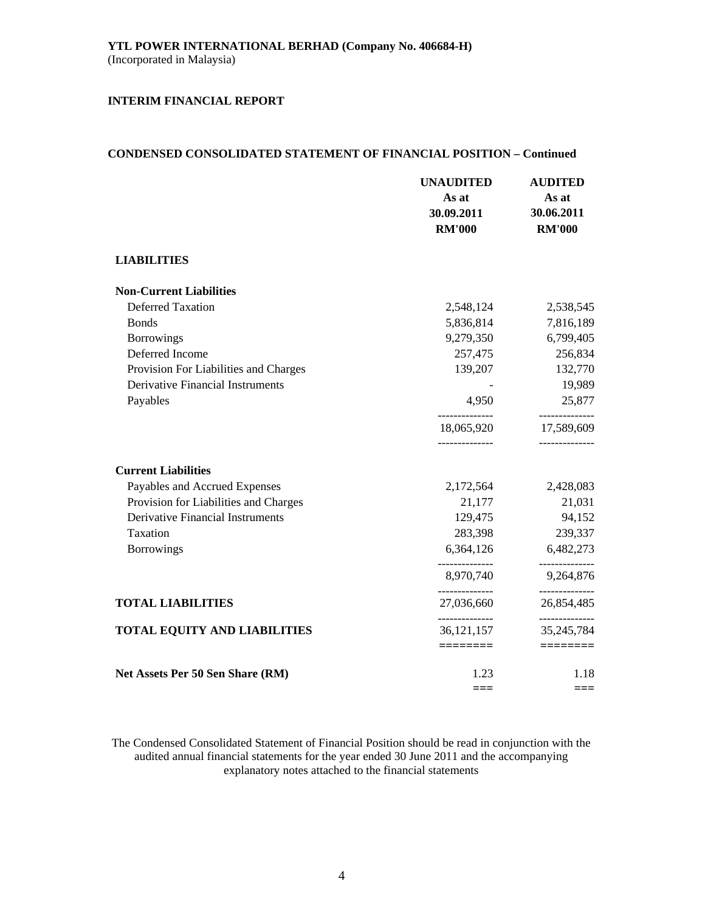**YTL POWER INTERNATIONAL BERHAD (Company No. 406684-H)**
(Incorporated in Malaysia)

**INTERIM FINANCIAL REPORT**

**CONDENSED CONSOLIDATED STATEMENT OF FINANCIAL POSITION – Continued**

| | UNAUDITED As at 30.09.2011 RM'000 | AUDITED As at 30.06.2011 RM'000 |
|---|---|---|
| **LIABILITIES** | | |
| **Non-Current Liabilities** | | |
| Deferred Taxation | 2,548,124 | 2,538,545 |
| Bonds | 5,836,814 | 7,816,189 |
| Borrowings | 9,279,350 | 6,799,405 |
| Deferred Income | 257,475 | 256,834 |
| Provision For Liabilities and Charges | 139,207 | 132,770 |
| Derivative Financial Instruments | - | 19,989 |
| Payables | 4,950 | 25,877 |
| | 18,065,920 | 17,589,609 |
| **Current Liabilities** | | |
| Payables and Accrued Expenses | 2,172,564 | 2,428,083 |
| Provision for Liabilities and Charges | 21,177 | 21,031 |
| Derivative Financial Instruments | 129,475 | 94,152 |
| Taxation | 283,398 | 239,337 |
| Borrowings | 6,364,126 | 6,482,273 |
| | 8,970,740 | 9,264,876 |
| **TOTAL LIABILITIES** | 27,036,660 | 26,854,485 |
| **TOTAL EQUITY AND LIABILITIES** | 36,121,157 | 35,245,784 |
| **Net Assets Per 50 Sen Share (RM)** | 1.23 | 1.18 |

The Condensed Consolidated Statement of Financial Position should be read in conjunction with the audited annual financial statements for the year ended 30 June 2011 and the accompanying explanatory notes attached to the financial statements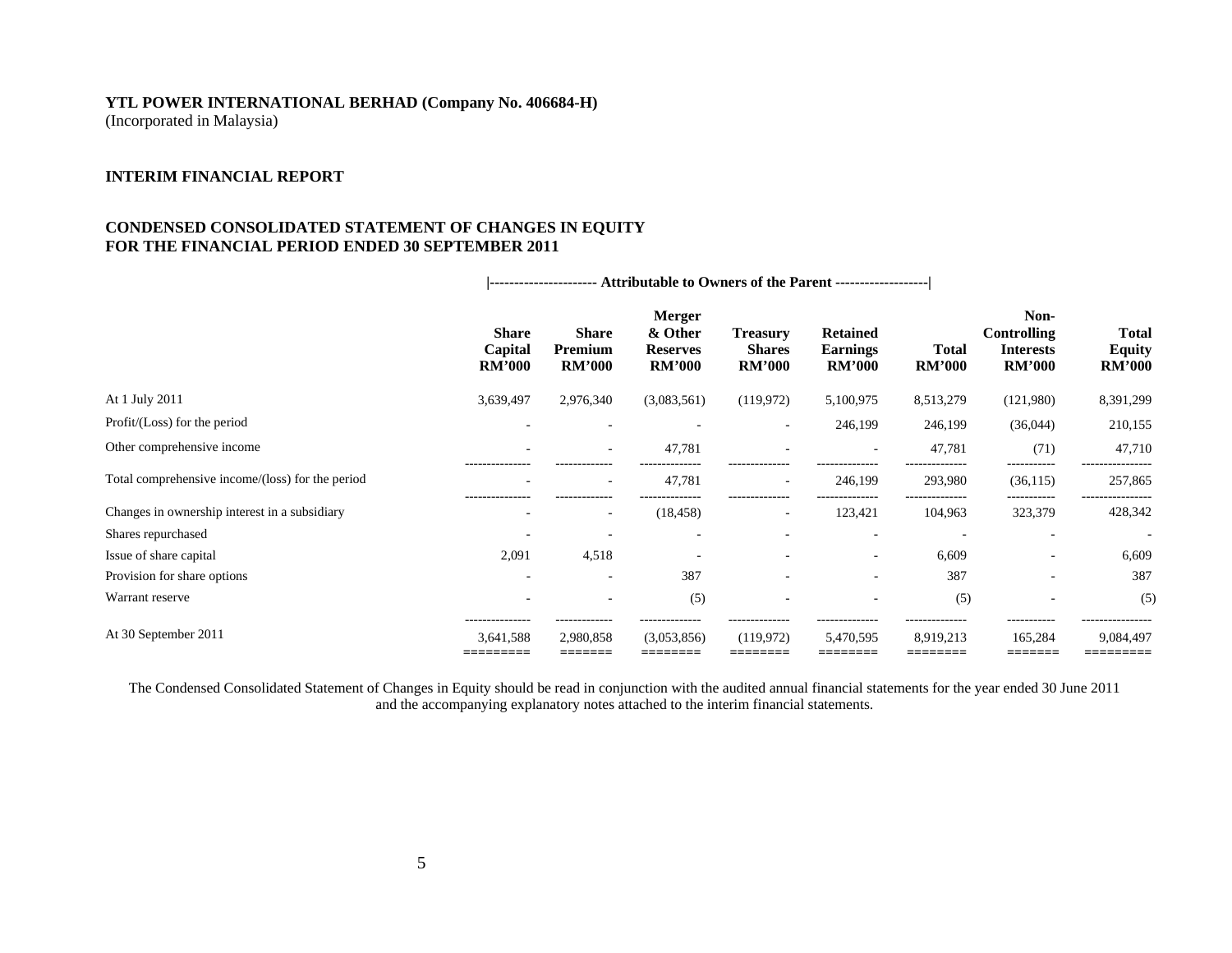**YTL POWER INTERNATIONAL BERHAD (Company No. 406684-H)**
(Incorporated in Malaysia)

**INTERIM FINANCIAL REPORT**

**CONDENSED CONSOLIDATED STATEMENT OF CHANGES IN EQUITY**
**FOR THE FINANCIAL PERIOD ENDED 30 SEPTEMBER 2011**

| | Attributable to Owners of the Parent | | | | | | | |
|---|---|---|---|---|---|---|---|---|
| | **Share Capital RM'000** | **Share Premium RM'000** | **Merger & Other Reserves RM'000** | **Treasury Shares RM'000** | **Retained Earnings RM'000** | **Total RM'000** | **Non-Controlling Interests RM'000** | **Total Equity RM'000** |
| At 1 July 2011 | 3,639,497 | 2,976,340 | (3,083,561) | (119,972) | 5,100,975 | 8,513,279 | (121,980) | 8,391,299 |
| Profit/(Loss) for the period | - | - | - | - | 246,199 | 246,199 | (36,044) | 210,155 |
| Other comprehensive income | - | - | 47,781 | - | - | 47,781 | (71) | 47,710 |
| Total comprehensive income/(loss) for the period | - | - | 47,781 | - | 246,199 | 293,980 | (36,115) | 257,865 |
| Changes in ownership interest in a subsidiary | - | - | (18,458) | - | 123,421 | 104,963 | 323,379 | 428,342 |
| Shares repurchased | - | - | - | - | - | - | - | - |
| Issue of share capital | 2,091 | 4,518 | - | - | - | 6,609 | - | 6,609 |
| Provision for share options | - | - | 387 | - | - | 387 | - | 387 |
| Warrant reserve | - | - | (5) | - | - | (5) | - | (5) |
| At 30 September 2011 | 3,641,588 | 2,980,858 | (3,053,856) | (119,972) | 5,470,595 | 8,919,213 | 165,284 | 9,084,497 |

The Condensed Consolidated Statement of Changes in Equity should be read in conjunction with the audited annual financial statements for the year ended 30 June 2011 and the accompanying explanatory notes attached to the interim financial statements.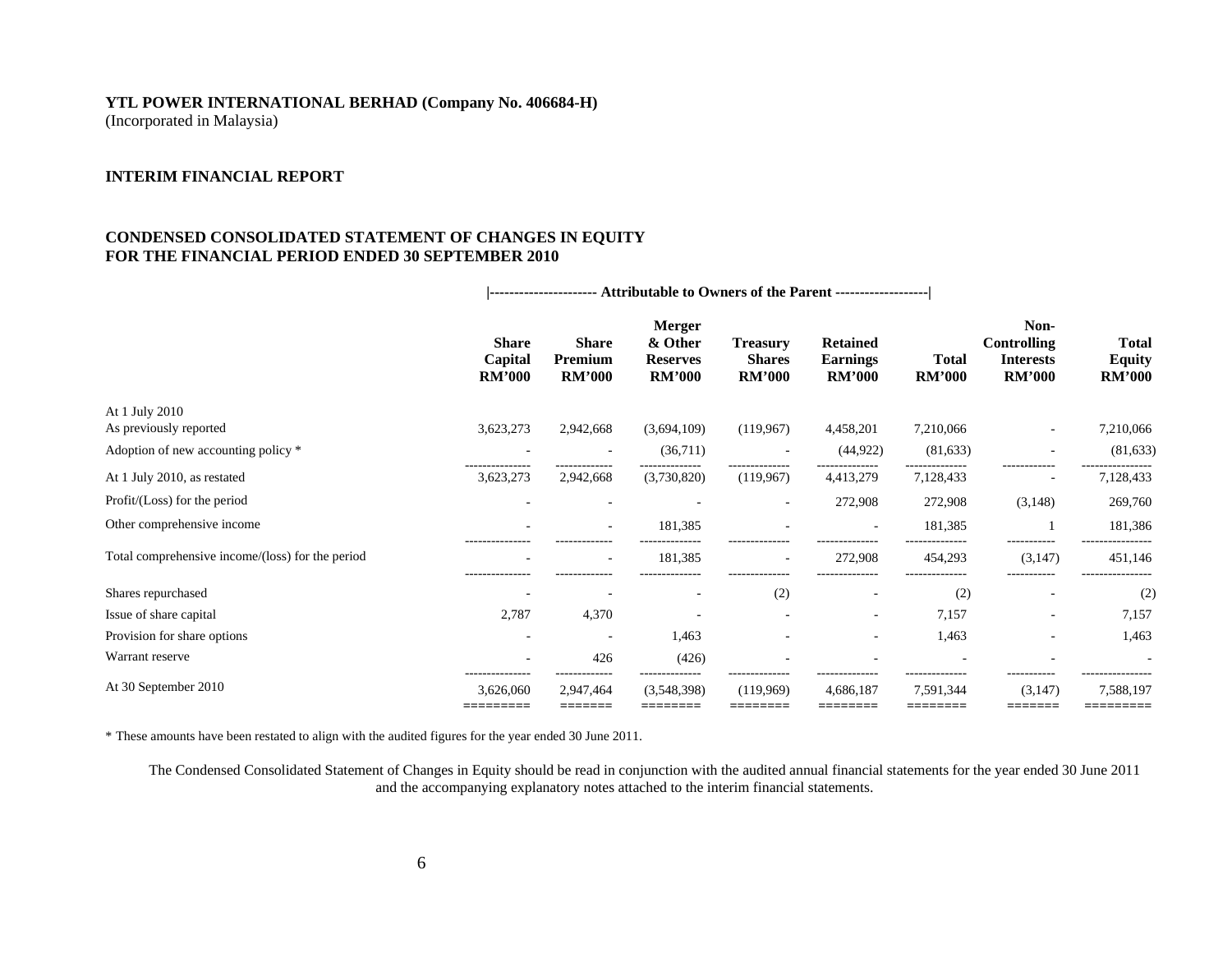**YTL POWER INTERNATIONAL BERHAD (Company No. 406684-H)**
(Incorporated in Malaysia)

**INTERIM FINANCIAL REPORT**

**CONDENSED CONSOLIDATED STATEMENT OF CHANGES IN EQUITY**
**FOR THE FINANCIAL PERIOD ENDED 30 SEPTEMBER 2010**

| | Attributable to Owners of the Parent | | | | | | | |
|---|---|---|---|---|---|---|---|---|
| | **Share Capital RM'000** | **Share Premium RM'000** | **Merger & Other Reserves RM'000** | **Treasury Shares RM'000** | **Retained Earnings RM'000** | **Total RM'000** | **Non-Controlling Interests RM'000** | **Total Equity RM'000** |
| At 1 July 2010 | | | | | | | | |
| As previously reported | 3,623,273 | 2,942,668 | (3,694,109) | (119,967) | 4,458,201 | 7,210,066 | - | 7,210,066 |
| Adoption of new accounting policy * | - | - | (36,711) | - | (44,922) | (81,633) | - | (81,633) |
| At 1 July 2010, as restated | 3,623,273 | 2,942,668 | (3,730,820) | (119,967) | 4,413,279 | 7,128,433 | - | 7,128,433 |
| Profit/(Loss) for the period | - | - | - | - | 272,908 | 272,908 | (3,148) | 269,760 |
| Other comprehensive income | - | - | 181,385 | - | - | 181,385 | 1 | 181,386 |
| Total comprehensive income/(loss) for the period | - | - | 181,385 | - | 272,908 | 454,293 | (3,147) | 451,146 |
| Shares repurchased | - | - | - | (2) | - | (2) | - | (2) |
| Issue of share capital | 2,787 | 4,370 | - | - | - | 7,157 | - | 7,157 |
| Provision for share options | - | - | 1,463 | - | - | 1,463 | - | 1,463 |
| Warrant reserve | - | 426 | (426) | - | - | - | - | - |
| At 30 September 2010 | 3,626,060 | 2,947,464 | (3,548,398) | (119,969) | 4,686,187 | 7,591,344 | (3,147) | 7,588,197 |

* These amounts have been restated to align with the audited figures for the year ended 30 June 2011.

The Condensed Consolidated Statement of Changes in Equity should be read in conjunction with the audited annual financial statements for the year ended 30 June 2011 and the accompanying explanatory notes attached to the interim financial statements.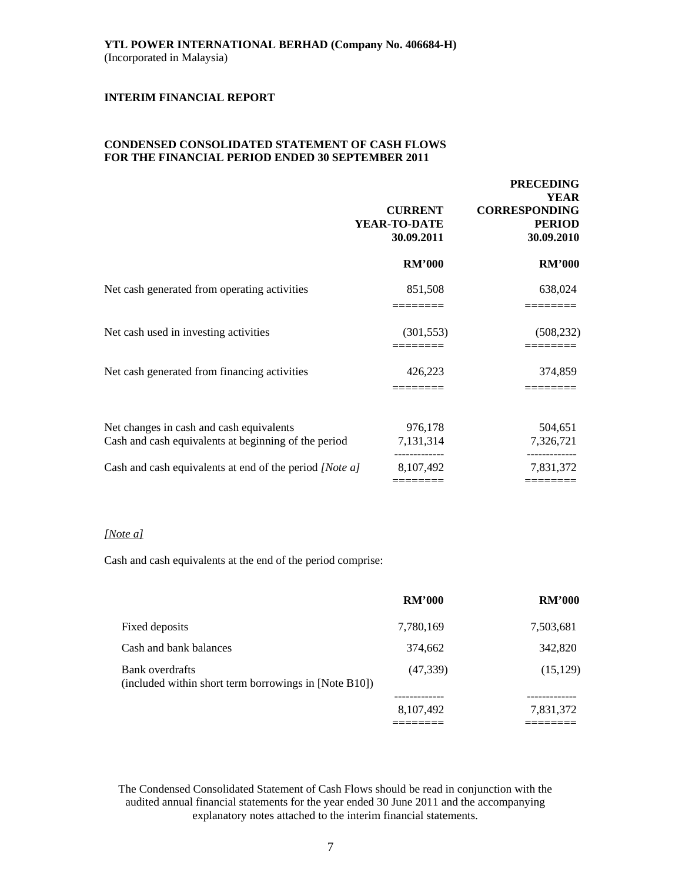**YTL POWER INTERNATIONAL BERHAD (Company No. 406684-H)**
(Incorporated in Malaysia)

**INTERIM FINANCIAL REPORT**

**CONDENSED CONSOLIDATED STATEMENT OF CASH FLOWS FOR THE FINANCIAL PERIOD ENDED 30 SEPTEMBER 2011**

| | CURRENT YEAR-TO-DATE 30.09.2011 | PRECEDING YEAR CORRESPONDING PERIOD 30.09.2010 |
|---|---|---|
| | RM'000 | RM'000 |
| Net cash generated from operating activities | 851,508 | 638,024 |
| Net cash used in investing activities | (301,553) | (508,232) |
| Net cash generated from financing activities | 426,223 | 374,859 |
| Net changes in cash and cash equivalents | 976,178 | 504,651 |
| Cash and cash equivalents at beginning of the period | 7,131,314 | 7,326,721 |
| Cash and cash equivalents at end of the period *[Note a]* | 8,107,492 | 7,831,372 |

*[Note a]*

Cash and cash equivalents at the end of the period comprise:

| | RM'000 | RM'000 |
|---|---|---|
| Fixed deposits | 7,780,169 | 7,503,681 |
| Cash and bank balances | 374,662 | 342,820 |
| Bank overdrafts (included within short term borrowings in [Note B10]) | (47,339) | (15,129) |
| | 8,107,492 | 7,831,372 |

The Condensed Consolidated Statement of Cash Flows should be read in conjunction with the audited annual financial statements for the year ended 30 June 2011 and the accompanying explanatory notes attached to the interim financial statements.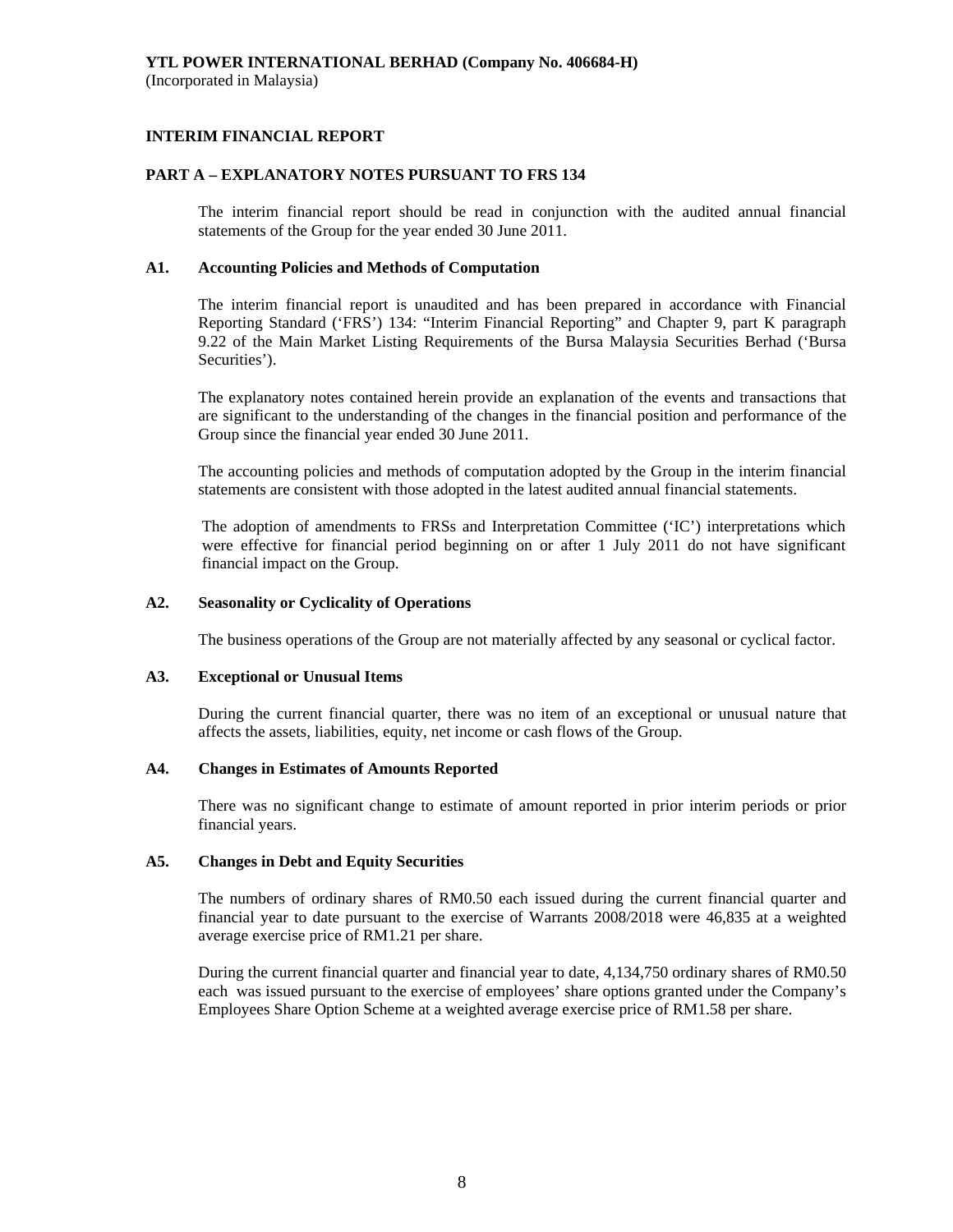**YTL POWER INTERNATIONAL BERHAD (Company No. 406684-H)**
(Incorporated in Malaysia)

**INTERIM FINANCIAL REPORT**

**PART A – EXPLANATORY NOTES PURSUANT TO FRS 134**

The interim financial report should be read in conjunction with the audited annual financial statements of the Group for the year ended 30 June 2011.

**A1. Accounting Policies and Methods of Computation**

The interim financial report is unaudited and has been prepared in accordance with Financial Reporting Standard ('FRS') 134: "Interim Financial Reporting" and Chapter 9, part K paragraph 9.22 of the Main Market Listing Requirements of the Bursa Malaysia Securities Berhad ('Bursa Securities').

The explanatory notes contained herein provide an explanation of the events and transactions that are significant to the understanding of the changes in the financial position and performance of the Group since the financial year ended 30 June 2011.

The accounting policies and methods of computation adopted by the Group in the interim financial statements are consistent with those adopted in the latest audited annual financial statements.

The adoption of amendments to FRSs and Interpretation Committee ('IC') interpretations which were effective for financial period beginning on or after 1 July 2011 do not have significant financial impact on the Group.

**A2. Seasonality or Cyclicality of Operations**

The business operations of the Group are not materially affected by any seasonal or cyclical factor.

**A3. Exceptional or Unusual Items**

During the current financial quarter, there was no item of an exceptional or unusual nature that affects the assets, liabilities, equity, net income or cash flows of the Group.

**A4. Changes in Estimates of Amounts Reported**

There was no significant change to estimate of amount reported in prior interim periods or prior financial years.

**A5. Changes in Debt and Equity Securities**

The numbers of ordinary shares of RM0.50 each issued during the current financial quarter and financial year to date pursuant to the exercise of Warrants 2008/2018 were 46,835 at a weighted average exercise price of RM1.21 per share.

During the current financial quarter and financial year to date, 4,134,750 ordinary shares of RM0.50 each was issued pursuant to the exercise of employees' share options granted under the Company's Employees Share Option Scheme at a weighted average exercise price of RM1.58 per share.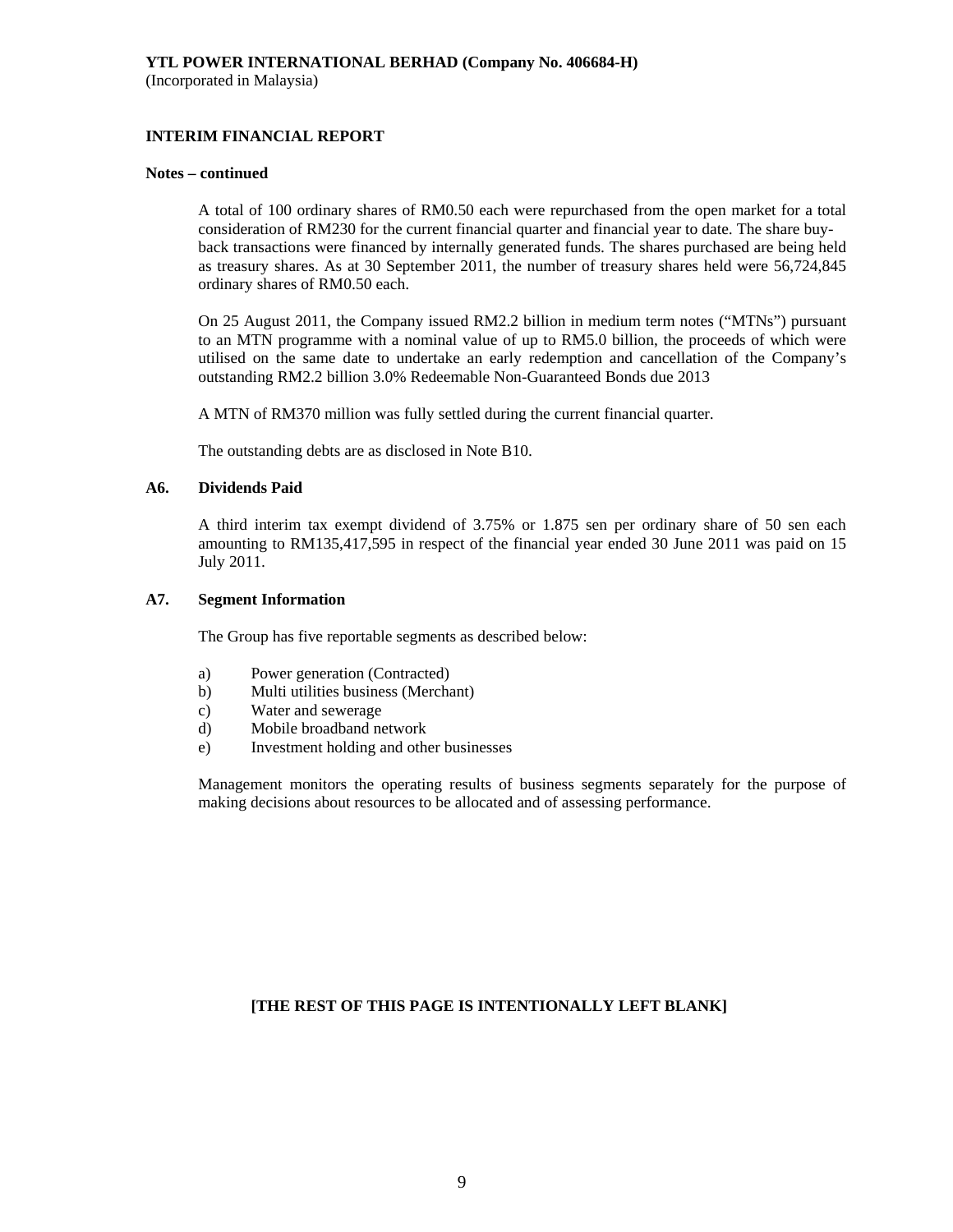**YTL POWER INTERNATIONAL BERHAD (Company No. 406684-H)**
(Incorporated in Malaysia)

**INTERIM FINANCIAL REPORT**

**Notes – continued**

A total of 100 ordinary shares of RM0.50 each were repurchased from the open market for a total consideration of RM230 for the current financial quarter and financial year to date. The share buy-back transactions were financed by internally generated funds. The shares purchased are being held as treasury shares. As at 30 September 2011, the number of treasury shares held were 56,724,845 ordinary shares of RM0.50 each.

On 25 August 2011, the Company issued RM2.2 billion in medium term notes ("MTNs") pursuant to an MTN programme with a nominal value of up to RM5.0 billion, the proceeds of which were utilised on the same date to undertake an early redemption and cancellation of the Company's outstanding RM2.2 billion 3.0% Redeemable Non-Guaranteed Bonds due 2013

A MTN of RM370 million was fully settled during the current financial quarter.

The outstanding debts are as disclosed in Note B10.

**A6. Dividends Paid**

A third interim tax exempt dividend of 3.75% or 1.875 sen per ordinary share of 50 sen each amounting to RM135,417,595 in respect of the financial year ended 30 June 2011 was paid on 15 July 2011.

**A7. Segment Information**

The Group has five reportable segments as described below:

a) Power generation (Contracted)
b) Multi utilities business (Merchant)
c) Water and sewerage
d) Mobile broadband network
e) Investment holding and other businesses

Management monitors the operating results of business segments separately for the purpose of making decisions about resources to be allocated and of assessing performance.

**[THE REST OF THIS PAGE IS INTENTIONALLY LEFT BLANK]**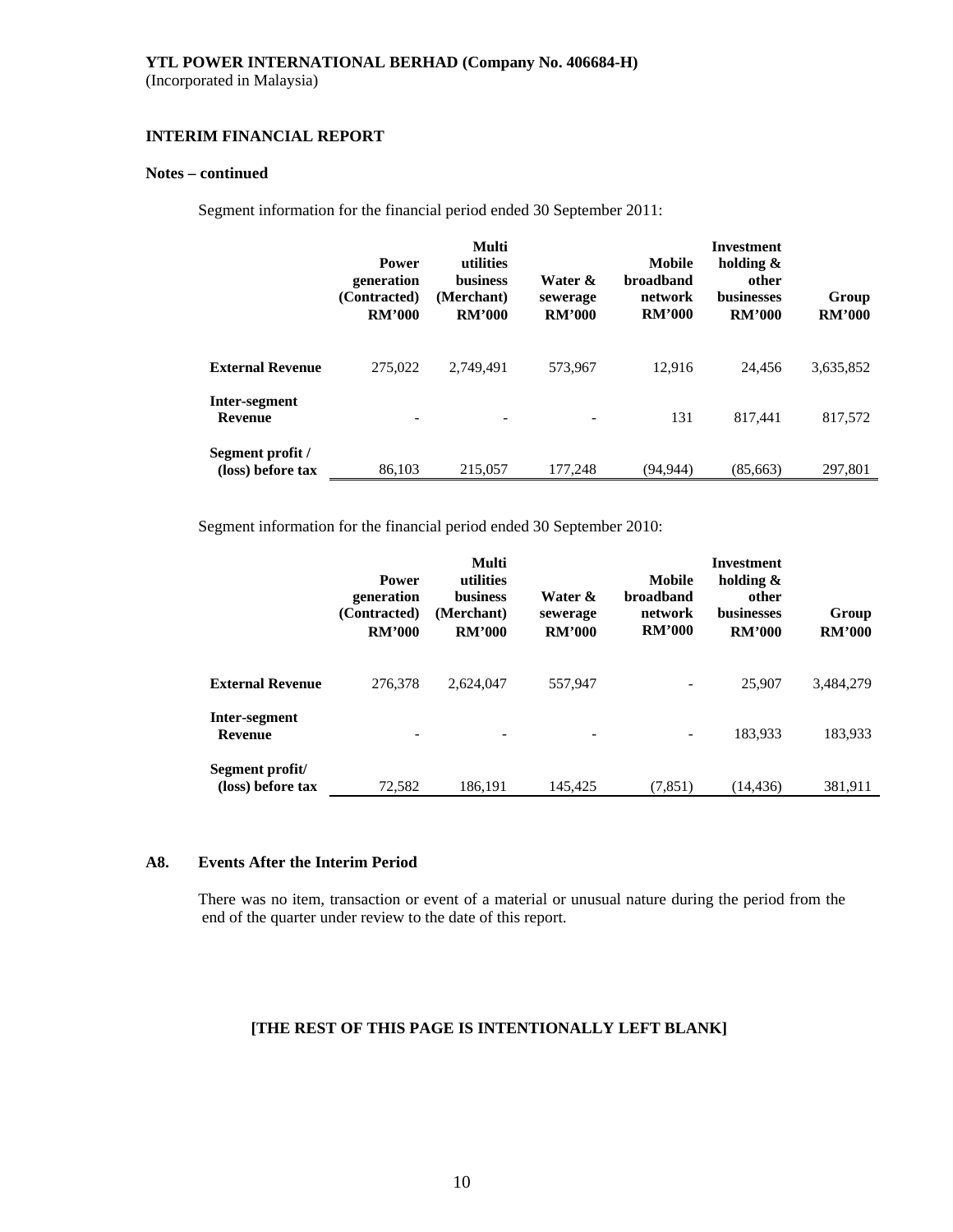**YTL POWER INTERNATIONAL BERHAD (Company No. 406684-H)**
(Incorporated in Malaysia)

**INTERIM FINANCIAL REPORT**

**Notes – continued**

Segment information for the financial period ended 30 September 2011:

| | Power generation (Contracted) RM'000 | Multi utilities business (Merchant) RM'000 | Water & sewerage RM'000 | Mobile broadband network RM'000 | Investment holding & other businesses RM'000 | Group RM'000 |
|---|---|---|---|---|---|---|
| **External Revenue** | 275,022 | 2,749,491 | 573,967 | 12,916 | 24,456 | 3,635,852 |
| **Inter-segment Revenue** | - | - | - | 131 | 817,441 | 817,572 |
| **Segment profit / (loss) before tax** | 86,103 | 215,057 | 177,248 | (94,944) | (85,663) | 297,801 |

Segment information for the financial period ended 30 September 2010:

| | Power generation (Contracted) RM'000 | Multi utilities business (Merchant) RM'000 | Water & sewerage RM'000 | Mobile broadband network RM'000 | Investment holding & other businesses RM'000 | Group RM'000 |
|---|---|---|---|---|---|---|
| **External Revenue** | 276,378 | 2,624,047 | 557,947 | - | 25,907 | 3,484,279 |
| **Inter-segment Revenue** | - | - | - | - | 183,933 | 183,933 |
| **Segment profit/ (loss) before tax** | 72,582 | 186,191 | 145,425 | (7,851) | (14,436) | 381,911 |

**A8. Events After the Interim Period**

There was no item, transaction or event of a material or unusual nature during the period from the end of the quarter under review to the date of this report.

**[THE REST OF THIS PAGE IS INTENTIONALLY LEFT BLANK]**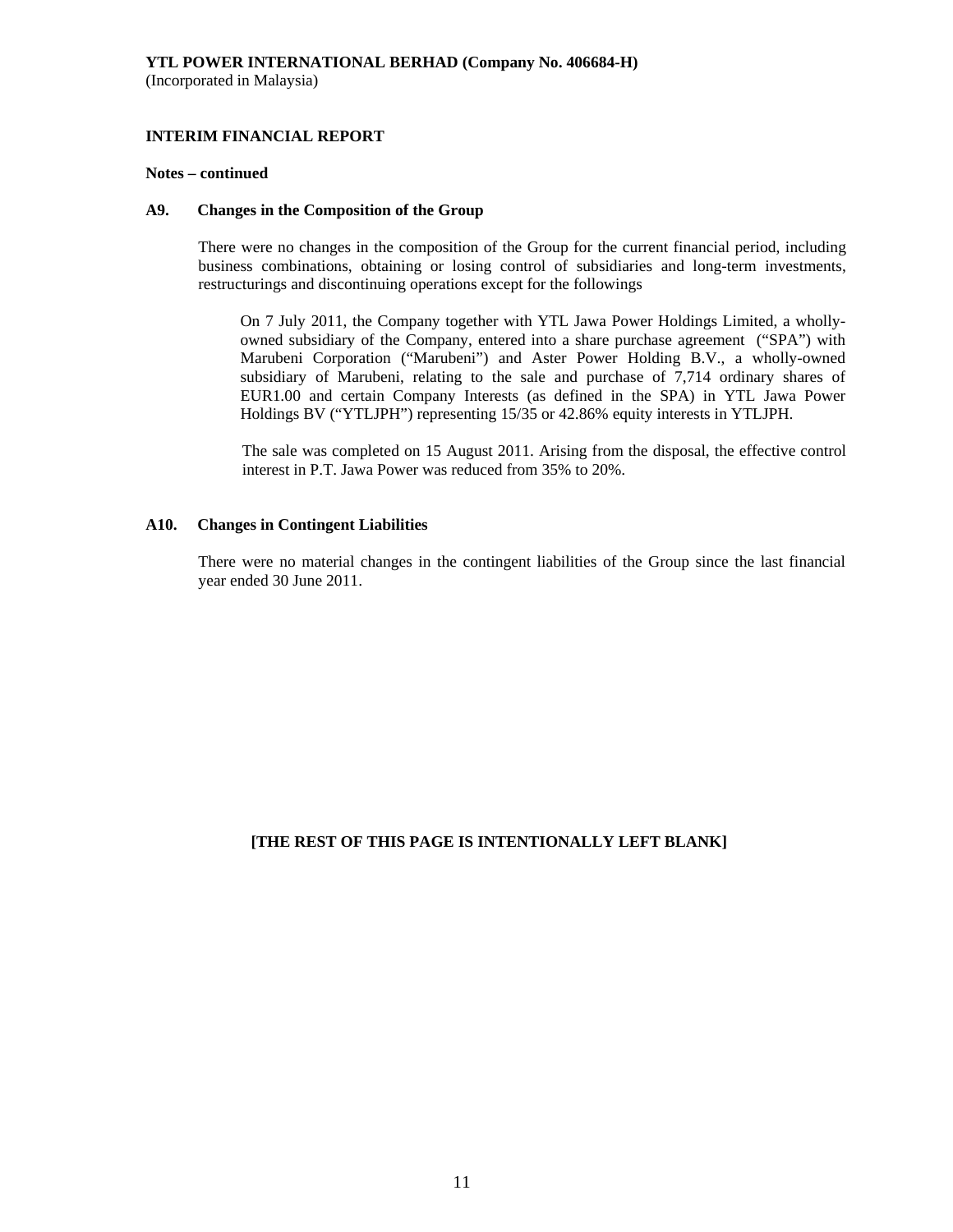**YTL POWER INTERNATIONAL BERHAD (Company No. 406684-H)**
(Incorporated in Malaysia)

**INTERIM FINANCIAL REPORT**

**Notes – continued**

**A9. Changes in the Composition of the Group**

There were no changes in the composition of the Group for the current financial period, including business combinations, obtaining or losing control of subsidiaries and long-term investments, restructurings and discontinuing operations except for the followings

On 7 July 2011, the Company together with YTL Jawa Power Holdings Limited, a wholly-owned subsidiary of the Company, entered into a share purchase agreement ("SPA") with Marubeni Corporation ("Marubeni") and Aster Power Holding B.V., a wholly-owned subsidiary of Marubeni, relating to the sale and purchase of 7,714 ordinary shares of EUR1.00 and certain Company Interests (as defined in the SPA) in YTL Jawa Power Holdings BV ("YTLJPH") representing 15/35 or 42.86% equity interests in YTLJPH.

The sale was completed on 15 August 2011. Arising from the disposal, the effective control interest in P.T. Jawa Power was reduced from 35% to 20%.

**A10. Changes in Contingent Liabilities**

There were no material changes in the contingent liabilities of the Group since the last financial year ended 30 June 2011.

**[THE REST OF THIS PAGE IS INTENTIONALLY LEFT BLANK]**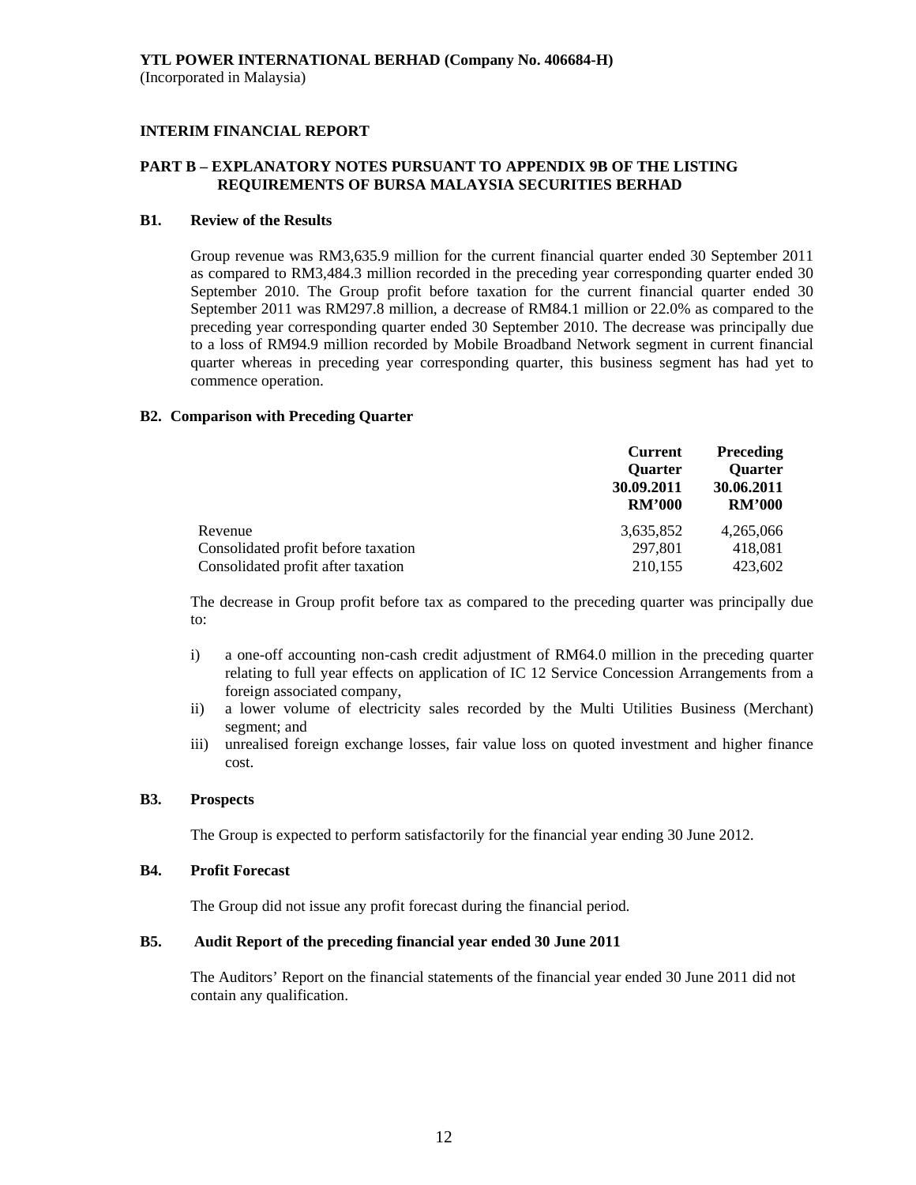**YTL POWER INTERNATIONAL BERHAD (Company No. 406684-H)**
(Incorporated in Malaysia)

**INTERIM FINANCIAL REPORT**

**PART B – EXPLANATORY NOTES PURSUANT TO APPENDIX 9B OF THE LISTING REQUIREMENTS OF BURSA MALAYSIA SECURITIES BERHAD**

**B1. Review of the Results**

Group revenue was RM3,635.9 million for the current financial quarter ended 30 September 2011 as compared to RM3,484.3 million recorded in the preceding year corresponding quarter ended 30 September 2010. The Group profit before taxation for the current financial quarter ended 30 September 2011 was RM297.8 million, a decrease of RM84.1 million or 22.0% as compared to the preceding year corresponding quarter ended 30 September 2010. The decrease was principally due to a loss of RM94.9 million recorded by Mobile Broadband Network segment in current financial quarter whereas in preceding year corresponding quarter, this business segment has had yet to commence operation.

**B2. Comparison with Preceding Quarter**

| | **Current Quarter 30.09.2011 RM'000** | **Preceding Quarter 30.06.2011 RM'000** |
|---|---|---|
| Revenue | 3,635,852 | 4,265,066 |
| Consolidated profit before taxation | 297,801 | 418,081 |
| Consolidated profit after taxation | 210,155 | 423,602 |

The decrease in Group profit before tax as compared to the preceding quarter was principally due to:

i) a one-off accounting non-cash credit adjustment of RM64.0 million in the preceding quarter relating to full year effects on application of IC 12 Service Concession Arrangements from a foreign associated company,
ii) a lower volume of electricity sales recorded by the Multi Utilities Business (Merchant) segment; and
iii) unrealised foreign exchange losses, fair value loss on quoted investment and higher finance cost.

**B3. Prospects**

The Group is expected to perform satisfactorily for the financial year ending 30 June 2012.

**B4. Profit Forecast**

The Group did not issue any profit forecast during the financial period.

**B5. Audit Report of the preceding financial year ended 30 June 2011**

The Auditors' Report on the financial statements of the financial year ended 30 June 2011 did not contain any qualification.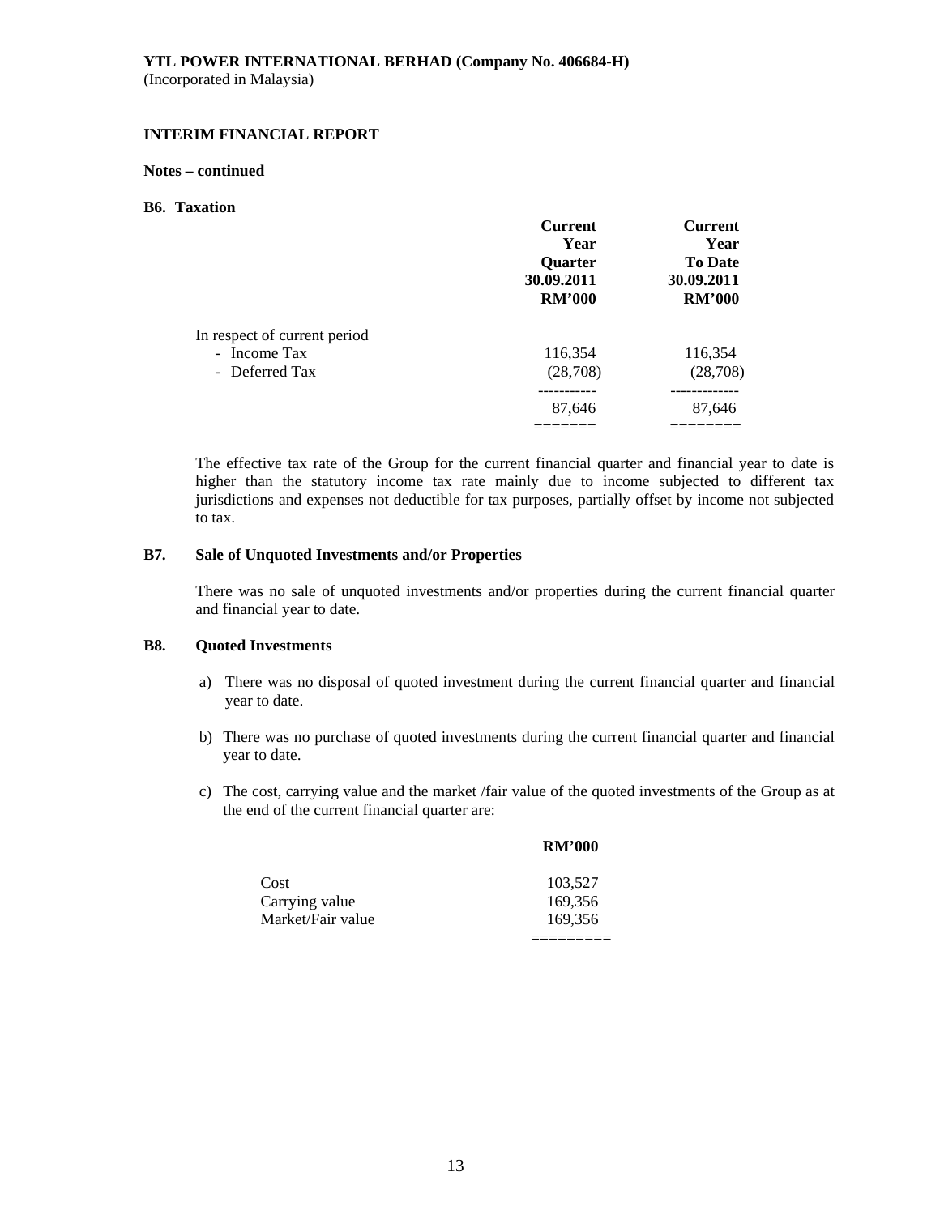**YTL POWER INTERNATIONAL BERHAD (Company No. 406684-H)**
(Incorporated in Malaysia)

**INTERIM FINANCIAL REPORT**

**Notes – continued**

**B6. Taxation**

| | Current Year Quarter 30.09.2011 RM'000 | Current Year To Date 30.09.2011 RM'000 |
|---|---|---|
| In respect of current period | | |
| - Income Tax | 116,354 | 116,354 |
| - Deferred Tax | (28,708) | (28,708) |
| | 87,646 | 87,646 |

The effective tax rate of the Group for the current financial quarter and financial year to date is higher than the statutory income tax rate mainly due to income subjected to different tax jurisdictions and expenses not deductible for tax purposes, partially offset by income not subjected to tax.

**B7. Sale of Unquoted Investments and/or Properties**

There was no sale of unquoted investments and/or properties during the current financial quarter and financial year to date.

**B8. Quoted Investments**

a) There was no disposal of quoted investment during the current financial quarter and financial year to date.

b) There was no purchase of quoted investments during the current financial quarter and financial year to date.

c) The cost, carrying value and the market /fair value of the quoted investments of the Group as at the end of the current financial quarter are:

| | RM'000 |
|---|---|
| Cost | 103,527 |
| Carrying value | 169,356 |
| Market/Fair value | 169,356 |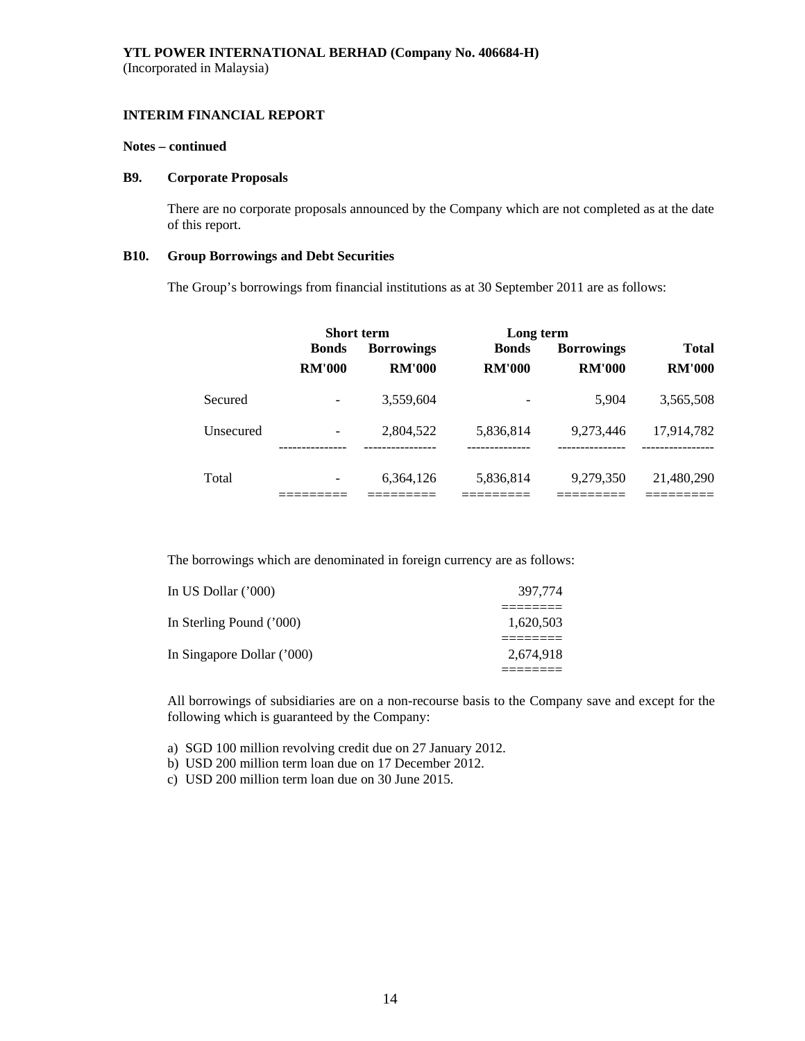**YTL POWER INTERNATIONAL BERHAD (Company No. 406684-H)**
(Incorporated in Malaysia)

**INTERIM FINANCIAL REPORT**

**Notes – continued**

**B9. Corporate Proposals**

There are no corporate proposals announced by the Company which are not completed as at the date of this report.

**B10. Group Borrowings and Debt Securities**

The Group's borrowings from financial institutions as at 30 September 2011 are as follows:

| | Short term | | Long term | | |
|---|---|---|---|---|---|
| | **Bonds** | **Borrowings** | **Bonds** | **Borrowings** | **Total** |
| | **RM'000** | **RM'000** | **RM'000** | **RM'000** | **RM'000** |
| Secured | - | 3,559,604 | - | 5,904 | 3,565,508 |
| Unsecured | - | 2,804,522 | 5,836,814 | 9,273,446 | 17,914,782 |
| Total | - | 6,364,126 | 5,836,814 | 9,279,350 | 21,480,290 |

The borrowings which are denominated in foreign currency are as follows:

| | |
|---|---|
| In US Dollar ('000) | 397,774 |
| In Sterling Pound ('000) | 1,620,503 |
| In Singapore Dollar ('000) | 2,674,918 |

All borrowings of subsidiaries are on a non-recourse basis to the Company save and except for the following which is guaranteed by the Company:

a) SGD 100 million revolving credit due on 27 January 2012.
b) USD 200 million term loan due on 17 December 2012.
c) USD 200 million term loan due on 30 June 2015.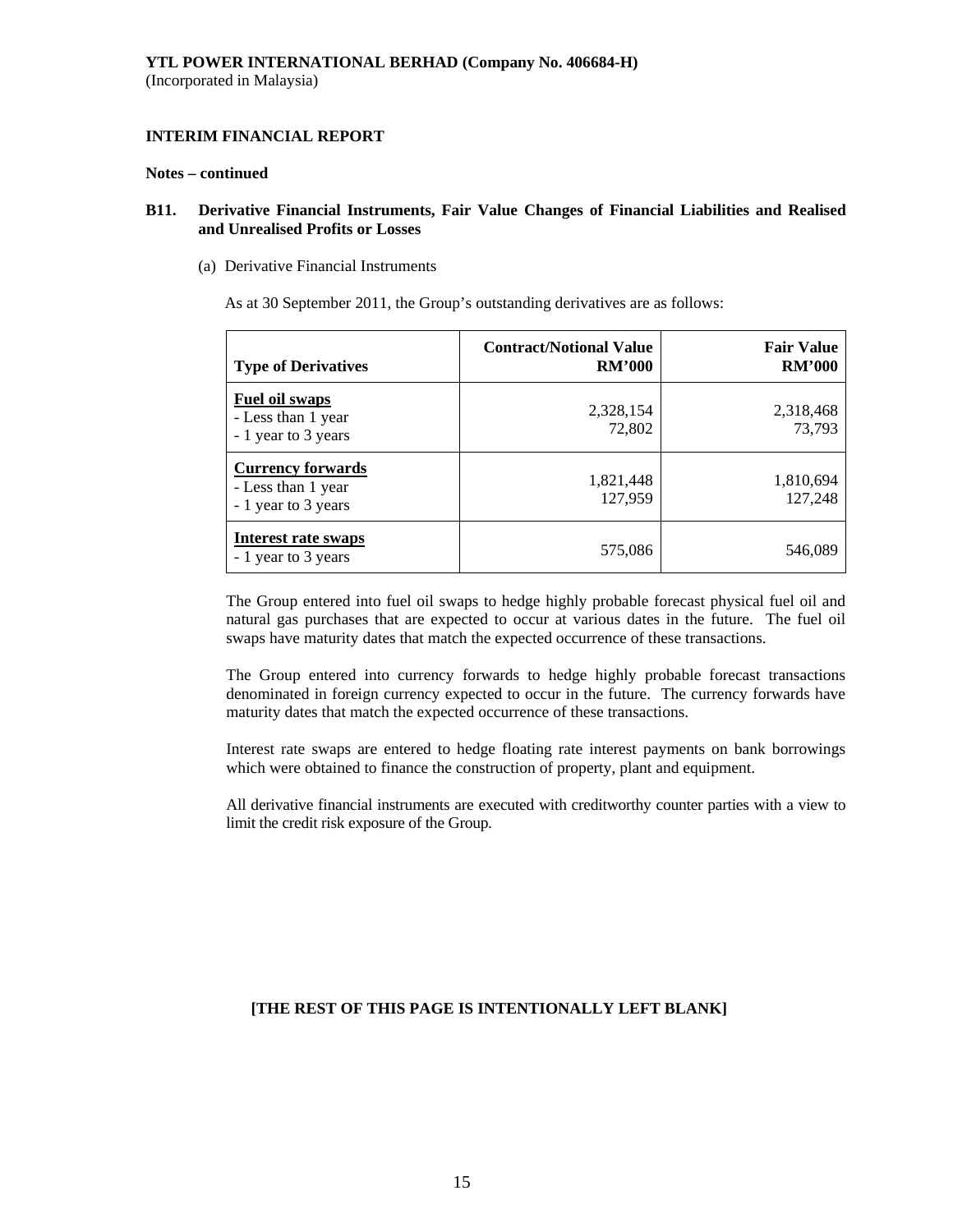**YTL POWER INTERNATIONAL BERHAD (Company No. 406684-H)**
(Incorporated in Malaysia)

**INTERIM FINANCIAL REPORT**

**Notes – continued**

**B11. Derivative Financial Instruments, Fair Value Changes of Financial Liabilities and Realised and Unrealised Profits or Losses**

(a) Derivative Financial Instruments

As at 30 September 2011, the Group's outstanding derivatives are as follows:

| Type of Derivatives | Contract/Notional Value RM'000 | Fair Value RM'000 |
|---|---|---|
| **Fuel oil swaps** | | |
| - Less than 1 year | 2,328,154 | 2,318,468 |
| - 1 year to 3 years | 72,802 | 73,793 |
| **Currency forwards** | | |
| - Less than 1 year | 1,821,448 | 1,810,694 |
| - 1 year to 3 years | 127,959 | 127,248 |
| **Interest rate swaps** | | |
| - 1 year to 3 years | 575,086 | 546,089 |

The Group entered into fuel oil swaps to hedge highly probable forecast physical fuel oil and natural gas purchases that are expected to occur at various dates in the future. The fuel oil swaps have maturity dates that match the expected occurrence of these transactions.

The Group entered into currency forwards to hedge highly probable forecast transactions denominated in foreign currency expected to occur in the future. The currency forwards have maturity dates that match the expected occurrence of these transactions.

Interest rate swaps are entered to hedge floating rate interest payments on bank borrowings which were obtained to finance the construction of property, plant and equipment.

All derivative financial instruments are executed with creditworthy counter parties with a view to limit the credit risk exposure of the Group.

**[THE REST OF THIS PAGE IS INTENTIONALLY LEFT BLANK]**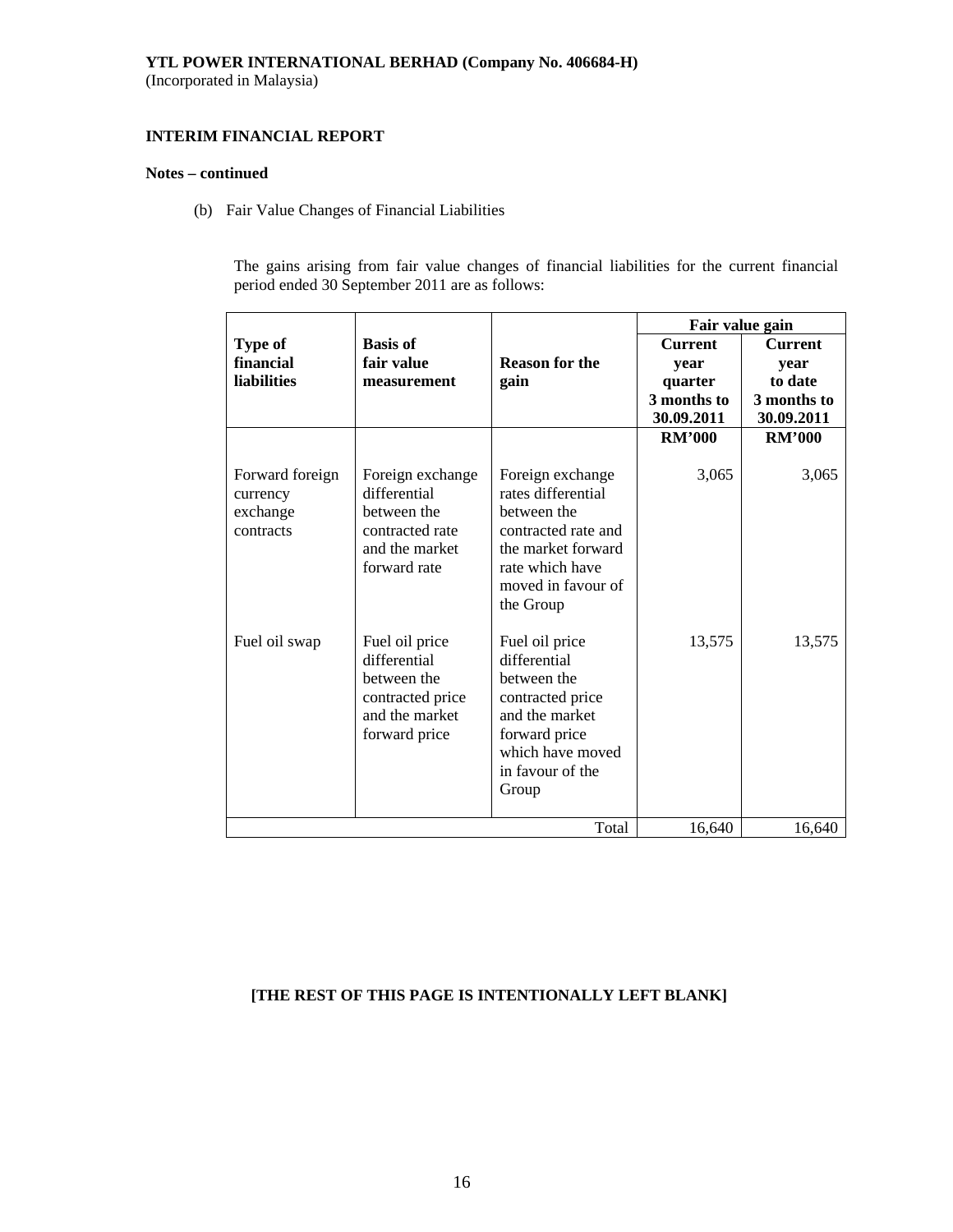**YTL POWER INTERNATIONAL BERHAD (Company No. 406684-H)**
(Incorporated in Malaysia)

**INTERIM FINANCIAL REPORT**

**Notes – continued**

(b) Fair Value Changes of Financial Liabilities

The gains arising from fair value changes of financial liabilities for the current financial period ended 30 September 2011 are as follows:

| Type of financial liabilities | Basis of fair value measurement | Reason for the gain | Fair value gain Current year quarter 3 months to 30.09.2011 | Current year to date 3 months to 30.09.2011 |
|---|---|---|---|---|
| | | | RM'000 | RM'000 |
| Forward foreign currency exchange contracts | Foreign exchange differential between the contracted rate and the market forward rate | Foreign exchange rates differential between the contracted rate and the market forward rate which have moved in favour of the Group | 3,065 | 3,065 |
| Fuel oil swap | Fuel oil price differential between the contracted price and the market forward price | Fuel oil price differential between the contracted price and the market forward price which have moved in favour of the Group | 13,575 | 13,575 |
| | | Total | 16,640 | 16,640 |

**[THE REST OF THIS PAGE IS INTENTIONALLY LEFT BLANK]**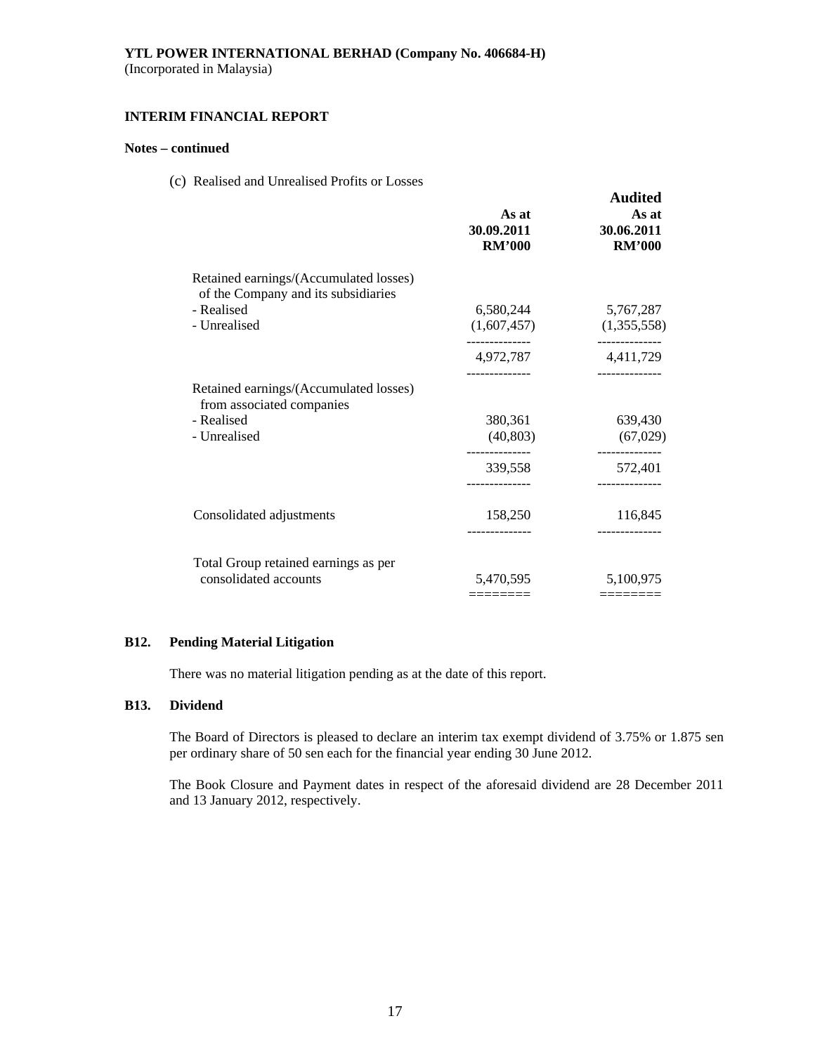**YTL POWER INTERNATIONAL BERHAD (Company No. 406684-H)**
(Incorporated in Malaysia)

**INTERIM FINANCIAL REPORT**

**Notes – continued**

(c) Realised and Unrealised Profits or Losses

| | As at 30.09.2011 RM'000 | Audited As at 30.06.2011 RM'000 |
|---|---|---|
| Retained earnings/(Accumulated losses) of the Company and its subsidiaries | | |
| - Realised | 6,580,244 | 5,767,287 |
| - Unrealised | (1,607,457) | (1,355,558) |
| | 4,972,787 | 4,411,729 |
| Retained earnings/(Accumulated losses) from associated companies | | |
| - Realised | 380,361 | 639,430 |
| - Unrealised | (40,803) | (67,029) |
| | 339,558 | 572,401 |
| Consolidated adjustments | 158,250 | 116,845 |
| Total Group retained earnings as per consolidated accounts | 5,470,595 | 5,100,975 |

**B12. Pending Material Litigation**

There was no material litigation pending as at the date of this report.

**B13. Dividend**

The Board of Directors is pleased to declare an interim tax exempt dividend of 3.75% or 1.875 sen per ordinary share of 50 sen each for the financial year ending 30 June 2012.

The Book Closure and Payment dates in respect of the aforesaid dividend are 28 December 2011 and 13 January 2012, respectively.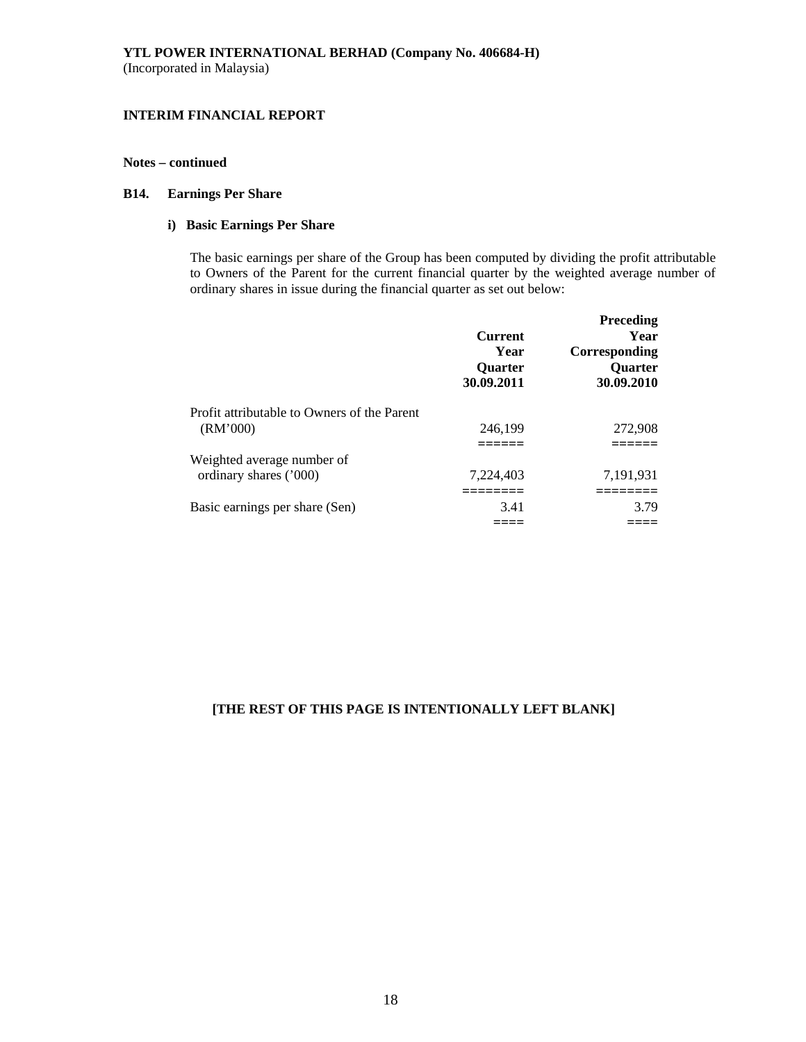**YTL POWER INTERNATIONAL BERHAD (Company No. 406684-H)**
(Incorporated in Malaysia)

**INTERIM FINANCIAL REPORT**

**Notes – continued**

**B14. Earnings Per Share**

**i) Basic Earnings Per Share**

The basic earnings per share of the Group has been computed by dividing the profit attributable to Owners of the Parent for the current financial quarter by the weighted average number of ordinary shares in issue during the financial quarter as set out below:

| | Current Year Quarter 30.09.2011 | Preceding Year Corresponding Quarter 30.09.2010 |
|---|---|---|
| Profit attributable to Owners of the Parent (RM'000) | 246,199 | 272,908 |
| Weighted average number of ordinary shares ('000) | 7,224,403 | 7,191,931 |
| Basic earnings per share (Sen) | 3.41 | 3.79 |

**[THE REST OF THIS PAGE IS INTENTIONALLY LEFT BLANK]**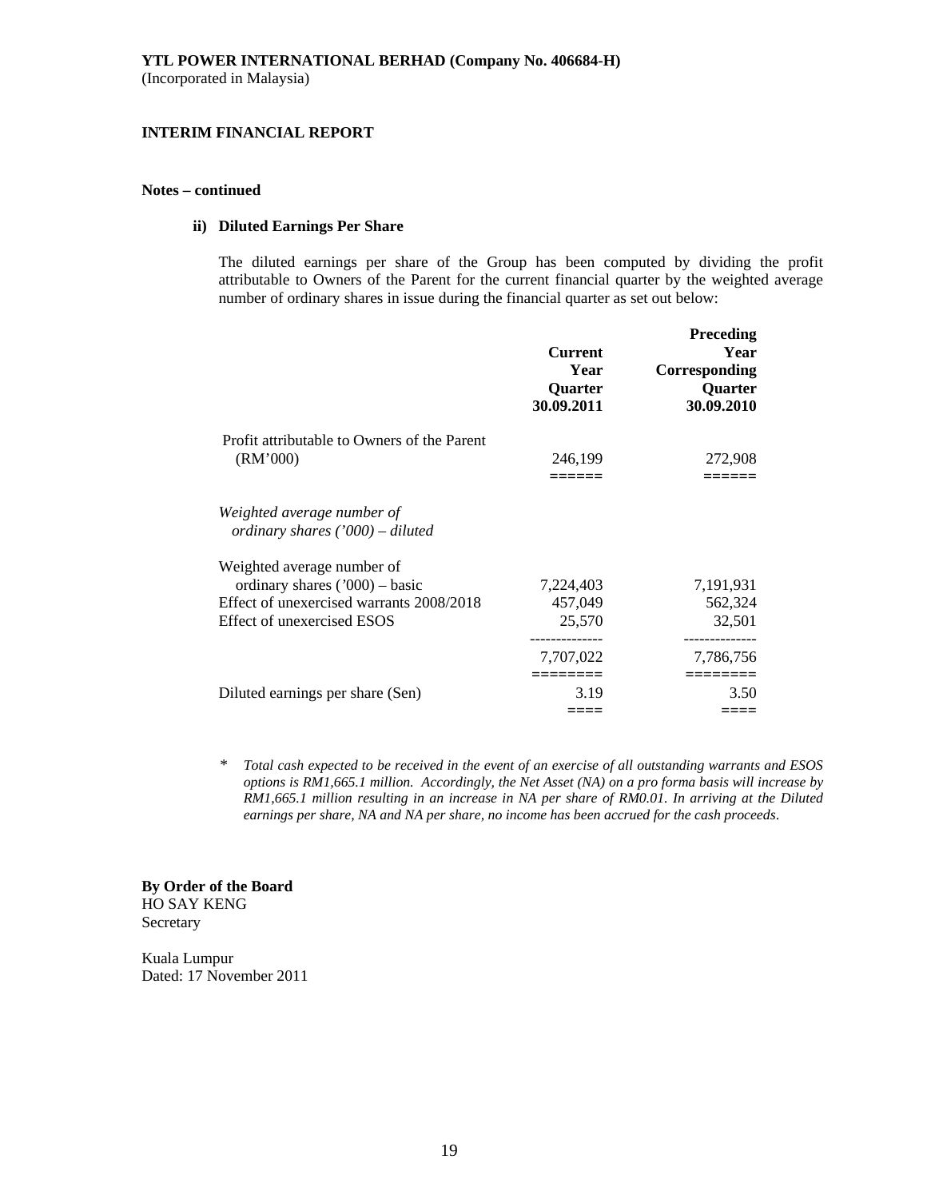**YTL POWER INTERNATIONAL BERHAD (Company No. 406684-H)**
(Incorporated in Malaysia)

**INTERIM FINANCIAL REPORT**

**Notes – continued**

**ii) Diluted Earnings Per Share**

The diluted earnings per share of the Group has been computed by dividing the profit attributable to Owners of the Parent for the current financial quarter by the weighted average number of ordinary shares in issue during the financial quarter as set out below:

| | Current Year Quarter 30.09.2011 | Preceding Year Corresponding Quarter 30.09.2010 |
|---|---|---|
| Profit attributable to Owners of the Parent (RM'000) | 246,199 | 272,908 |
| *Weighted average number of ordinary shares ('000) – diluted* | | |
| Weighted average number of ordinary shares ('000) – basic | 7,224,403 | 7,191,931 |
| Effect of unexercised warrants 2008/2018 | 457,049 | 562,324 |
| Effect of unexercised ESOS | 25,570 | 32,501 |
| | 7,707,022 | 7,786,756 |
| Diluted earnings per share (Sen) | 3.19 | 3.50 |

\* *Total cash expected to be received in the event of an exercise of all outstanding warrants and ESOS options is RM1,665.1 million. Accordingly, the Net Asset (NA) on a pro forma basis will increase by RM1,665.1 million resulting in an increase in NA per share of RM0.01. In arriving at the Diluted earnings per share, NA and NA per share, no income has been accrued for the cash proceeds.*

**By Order of the Board**
HO SAY KENG
Secretary

Kuala Lumpur
Dated: 17 November 2011